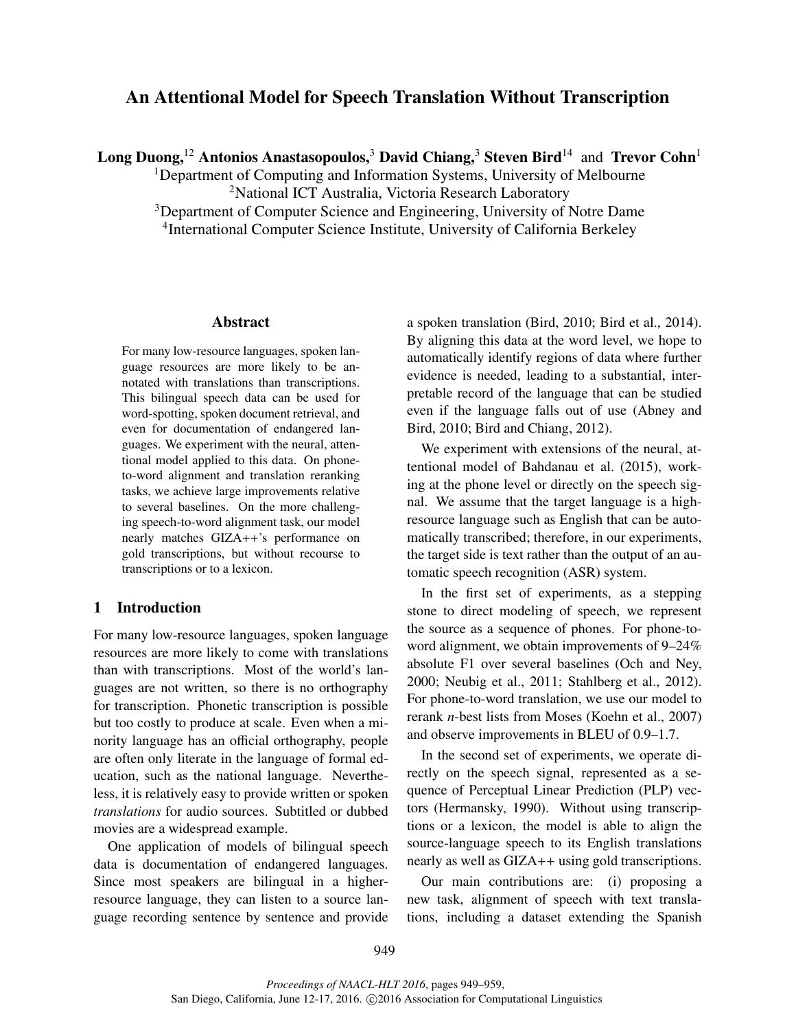# An Attentional Model for Speech Translation Without Transcription

**Long Duong,**[1,2] **Antonios Anastasopoulos,**[3] **David Chiang,**[3] **Steven Bird**[1,4] and **Trevor Cohn**[1]

[1]Department of Computing and Information Systems, University of Melbourne
[2]National ICT Australia, Victoria Research Laboratory
[3]Department of Computer Science and Engineering, University of Notre Dame
[4]International Computer Science Institute, University of California Berkeley

## Abstract

For many low-resource languages, spoken language resources are more likely to be annotated with translations than transcriptions. This bilingual speech data can be used for word-spotting, spoken document retrieval, and even for documentation of endangered languages. We experiment with the neural, attentional model applied to this data. On phone-to-word alignment and translation reranking tasks, we achieve large improvements relative to several baselines. On the more challenging speech-to-word alignment task, our model nearly matches GIZA++'s performance on gold transcriptions, but without recourse to transcriptions or to a lexicon.

## 1 Introduction

For many low-resource languages, spoken language resources are more likely to come with translations than with transcriptions. Most of the world's languages are not written, so there is no orthography for transcription. Phonetic transcription is possible but too costly to produce at scale. Even when a minority language has an official orthography, people are often only literate in the language of formal education, such as the national language. Nevertheless, it is relatively easy to provide written or spoken *translations* for audio sources. Subtitled or dubbed movies are a widespread example.

One application of models of bilingual speech data is documentation of endangered languages. Since most speakers are bilingual in a higher-resource language, they can listen to a source language recording sentence by sentence and provide a spoken translation (Bird, 2010; Bird et al., 2014). By aligning this data at the word level, we hope to automatically identify regions of data where further evidence is needed, leading to a substantial, interpretable record of the language that can be studied even if the language falls out of use (Abney and Bird, 2010; Bird and Chiang, 2012).

We experiment with extensions of the neural, attentional model of Bahdanau et al. (2015), working at the phone level or directly on the speech signal. We assume that the target language is a high-resource language such as English that can be automatically transcribed; therefore, in our experiments, the target side is text rather than the output of an automatic speech recognition (ASR) system.

In the first set of experiments, as a stepping stone to direct modeling of speech, we represent the source as a sequence of phones. For phone-to-word alignment, we obtain improvements of 9–24% absolute F1 over several baselines (Och and Ney, 2000; Neubig et al., 2011; Stahlberg et al., 2012). For phone-to-word translation, we use our model to rerank *n*-best lists from Moses (Koehn et al., 2007) and observe improvements in BLEU of 0.9–1.7.

In the second set of experiments, we operate directly on the speech signal, represented as a sequence of Perceptual Linear Prediction (PLP) vectors (Hermansky, 1990). Without using transcriptions or a lexicon, the model is able to align the source-language speech to its English translations nearly as well as GIZA++ using gold transcriptions.

Our main contributions are: (i) proposing a new task, alignment of speech with text translations, including a dataset extending the Spanish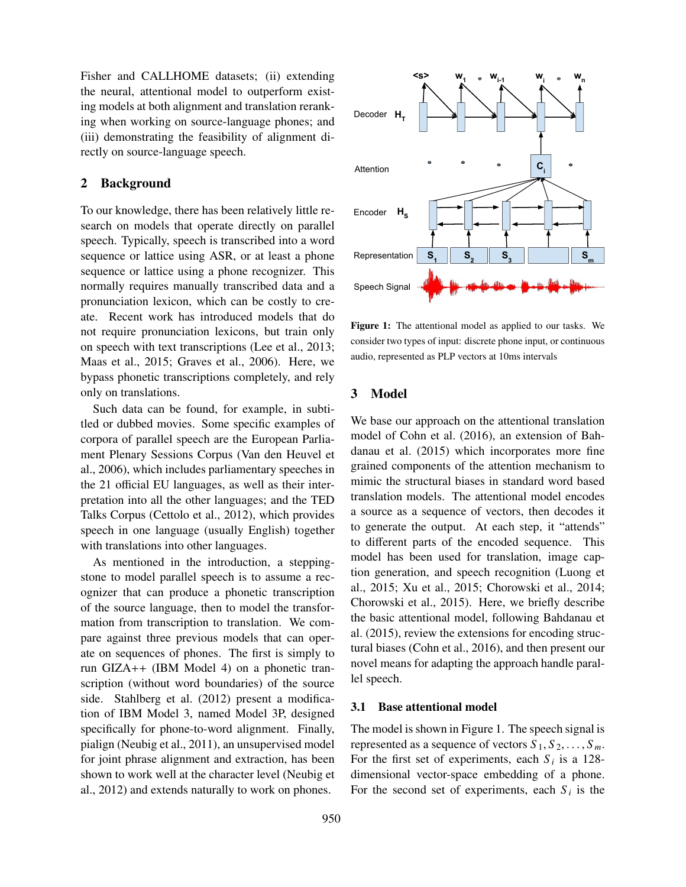Fisher and CALLHOME datasets; (ii) extending the neural, attentional model to outperform existing models at both alignment and translation reranking when working on source-language phones; and (iii) demonstrating the feasibility of alignment directly on source-language speech.

## 2 Background

To our knowledge, there has been relatively little research on models that operate directly on parallel speech. Typically, speech is transcribed into a word sequence or lattice using ASR, or at least a phone sequence or lattice using a phone recognizer. This normally requires manually transcribed data and a pronunciation lexicon, which can be costly to create. Recent work has introduced models that do not require pronunciation lexicons, but train only on speech with text transcriptions (Lee et al., 2013; Maas et al., 2015; Graves et al., 2006). Here, we bypass phonetic transcriptions completely, and rely only on translations.

Such data can be found, for example, in subtitled or dubbed movies. Some specific examples of corpora of parallel speech are the European Parliament Plenary Sessions Corpus (Van den Heuvel et al., 2006), which includes parliamentary speeches in the 21 official EU languages, as well as their interpretation into all the other languages; and the TED Talks Corpus (Cettolo et al., 2012), which provides speech in one language (usually English) together with translations into other languages.

As mentioned in the introduction, a stepping-stone to model parallel speech is to assume a recognizer that can produce a phonetic transcription of the source language, then to model the transformation from transcription to translation. We compare against three previous models that can operate on sequences of phones. The first is simply to run GIZA++ (IBM Model 4) on a phonetic transcription (without word boundaries) of the source side. Stahlberg et al. (2012) present a modification of IBM Model 3, named Model 3P, designed specifically for phone-to-word alignment. Finally, pialign (Neubig et al., 2011), an unsupervised model for joint phrase alignment and extraction, has been shown to work well at the character level (Neubig et al., 2012) and extends naturally to work on phones.

**Figure 1:** The attentional model as applied to our tasks. We consider two types of input: discrete phone input, or continuous audio, represented as PLP vectors at 10ms intervals

## 3 Model

We base our approach on the attentional translation model of Cohn et al. (2016), an extension of Bahdanau et al. (2015) which incorporates more fine grained components of the attention mechanism to mimic the structural biases in standard word based translation models. The attentional model encodes a source as a sequence of vectors, then decodes it to generate the output. At each step, it "attends" to different parts of the encoded sequence. This model has been used for translation, image caption generation, and speech recognition (Luong et al., 2015; Xu et al., 2015; Chorowski et al., 2014; Chorowski et al., 2015). Here, we briefly describe the basic attentional model, following Bahdanau et al. (2015), review the extensions for encoding structural biases (Cohn et al., 2016), and then present our novel means for adapting the approach handle parallel speech.

### 3.1 Base attentional model

The model is shown in Figure 1. The speech signal is represented as a sequence of vectors $S_1, S_2, \ldots, S_m$. For the first set of experiments, each $S_i$ is a 128-dimensional vector-space embedding of a phone. For the second set of experiments, each $S_i$ is the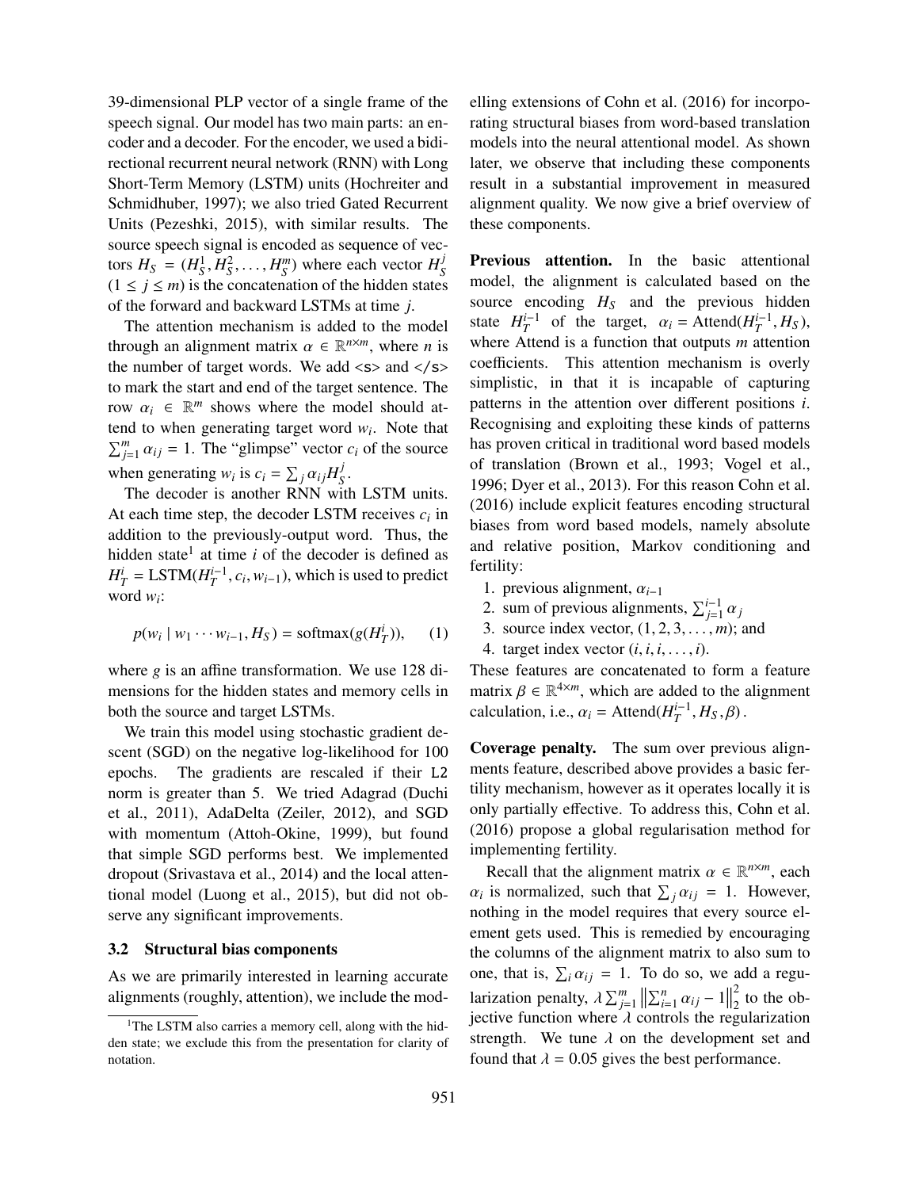39-dimensional PLP vector of a single frame of the speech signal. Our model has two main parts: an encoder and a decoder. For the encoder, we used a bidirectional recurrent neural network (RNN) with Long Short-Term Memory (LSTM) units (Hochreiter and Schmidhuber, 1997); we also tried Gated Recurrent Units (Pezeshki, 2015), with similar results. The source speech signal is encoded as sequence of vectors $H_S = (H_S^1, H_S^2, \ldots, H_S^m)$ where each vector $H_S^j$ $(1 \leq j \leq m)$ is the concatenation of the hidden states of the forward and backward LSTMs at time $j$.

The attention mechanism is added to the model through an alignment matrix $\alpha \in \mathbb{R}^{n \times m}$, where $n$ is the number of target words. We add `<s>` and `</s>` to mark the start and end of the target sentence. The row $\alpha_i \in \mathbb{R}^m$ shows where the model should attend to when generating target word $w_i$. Note that $\sum_{j=1}^{m} \alpha_{ij} = 1$. The "glimpse" vector $c_i$ of the source when generating $w_i$ is $c_i = \sum_j \alpha_{ij} H_S^j$.

The decoder is another RNN with LSTM units. At each time step, the decoder LSTM receives $c_i$ in addition to the previously-output word. Thus, the hidden state[1] at time $i$ of the decoder is defined as $H_T^i = \text{LSTM}(H_T^{i-1}, c_i, w_{i-1})$, which is used to predict word $w_i$:

$$p(w_i \mid w_1 \cdots w_{i-1}, H_S) = \text{softmax}(g(H_T^i)), \qquad (1)$$

where $g$ is an affine transformation. We use 128 dimensions for the hidden states and memory cells in both the source and target LSTMs.

We train this model using stochastic gradient descent (SGD) on the negative log-likelihood for 100 epochs. The gradients are rescaled if their `L2` norm is greater than 5. We tried Adagrad (Duchi et al., 2011), AdaDelta (Zeiler, 2012), and SGD with momentum (Attoh-Okine, 1999), but found that simple SGD performs best. We implemented dropout (Srivastava et al., 2014) and the local attentional model (Luong et al., 2015), but did not observe any significant improvements.

### 3.2 Structural bias components

As we are primarily interested in learning accurate alignments (roughly, attention), we include the modelling extensions of Cohn et al. (2016) for incorporating structural biases from word-based translation models into the neural attentional model. As shown later, we observe that including these components result in a substantial improvement in measured alignment quality. We now give a brief overview of these components.

**Previous attention.** In the basic attentional model, the alignment is calculated based on the source encoding $H_S$ and the previous hidden state $H_T^{i-1}$ of the target, $\alpha_i = \text{Attend}(H_T^{i-1}, H_S)$, where Attend is a function that outputs $m$ attention coefficients. This attention mechanism is overly simplistic, in that it is incapable of capturing patterns in the attention over different positions $i$. Recognising and exploiting these kinds of patterns has proven critical in traditional word based models of translation (Brown et al., 1993; Vogel et al., 1996; Dyer et al., 2013). For this reason Cohn et al. (2016) include explicit features encoding structural biases from word based models, namely absolute and relative position, Markov conditioning and fertility:

1. previous alignment, $\alpha_{i-1}$
2. sum of previous alignments, $\sum_{j=1}^{i-1} \alpha_j$
3. source index vector, $(1, 2, 3, \ldots, m)$; and
4. target index vector $(i, i, i, \ldots, i)$.

These features are concatenated to form a feature matrix $\beta \in \mathbb{R}^{4 \times m}$, which are added to the alignment calculation, i.e., $\alpha_i = \text{Attend}(H_T^{i-1}, H_S, \beta)$.

**Coverage penalty.** The sum over previous alignments feature, described above provides a basic fertility mechanism, however as it operates locally it is only partially effective. To address this, Cohn et al. (2016) propose a global regularisation method for implementing fertility.

Recall that the alignment matrix $\alpha \in \mathbb{R}^{n \times m}$, each $\alpha_i$ is normalized, such that $\sum_j \alpha_{ij} = 1$. However, nothing in the model requires that every source element gets used. This is remedied by encouraging the columns of the alignment matrix to also sum to one, that is, $\sum_i \alpha_{ij} = 1$. To do so, we add a regularization penalty, $\lambda \sum_{j=1}^{m} \left\| \sum_{i=1}^{n} \alpha_{ij} - 1 \right\|_2^2$ to the objective function where $\lambda$ controls the regularization strength. We tune $\lambda$ on the development set and found that $\lambda = 0.05$ gives the best performance.

[1] The LSTM also carries a memory cell, along with the hidden state; we exclude this from the presentation for clarity of notation.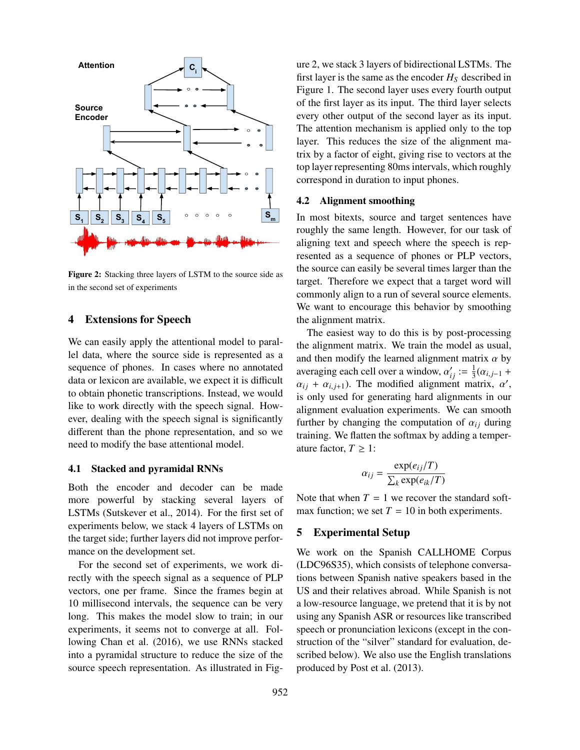Figure 2: Stacking three layers of LSTM to the source side as in the second set of experiments

## 4 Extensions for Speech

We can easily apply the attentional model to parallel data, where the source side is represented as a sequence of phones. In cases where no annotated data or lexicon are available, we expect it is difficult to obtain phonetic transcriptions. Instead, we would like to work directly with the speech signal. However, dealing with the speech signal is significantly different than the phone representation, and so we need to modify the base attentional model.

### 4.1 Stacked and pyramidal RNNs

Both the encoder and decoder can be made more powerful by stacking several layers of LSTMs (Sutskever et al., 2014). For the first set of experiments below, we stack 4 layers of LSTMs on the target side; further layers did not improve performance on the development set.

For the second set of experiments, we work directly with the speech signal as a sequence of PLP vectors, one per frame. Since the frames begin at 10 millisecond intervals, the sequence can be very long. This makes the model slow to train; in our experiments, it seems not to converge at all. Following Chan et al. (2016), we use RNNs stacked into a pyramidal structure to reduce the size of the source speech representation. As illustrated in Figure 2, we stack 3 layers of bidirectional LSTMs. The first layer is the same as the encoder $H_S$ described in Figure 1. The second layer uses every fourth output of the first layer as its input. The third layer selects every other output of the second layer as its input. The attention mechanism is applied only to the top layer. This reduces the size of the alignment matrix by a factor of eight, giving rise to vectors at the top layer representing 80ms intervals, which roughly correspond in duration to input phones.

### 4.2 Alignment smoothing

In most bitexts, source and target sentences have roughly the same length. However, for our task of aligning text and speech where the speech is represented as a sequence of phones or PLP vectors, the source can easily be several times larger than the target. Therefore we expect that a target word will commonly align to a run of several source elements. We want to encourage this behavior by smoothing the alignment matrix.

The easiest way to do this is by post-processing the alignment matrix. We train the model as usual, and then modify the learned alignment matrix $\alpha$ by averaging each cell over a window, $\alpha'_{ij} := \frac{1}{3}(\alpha_{i,j-1} + \alpha_{ij} + \alpha_{i,j+1})$. The modified alignment matrix, $\alpha'$, is only used for generating hard alignments in our alignment evaluation experiments. We can smooth further by changing the computation of $\alpha_{ij}$ during training. We flatten the softmax by adding a temperature factor, $T \geq 1$:

$$\alpha_{ij} = \frac{\exp(e_{ij}/T)}{\sum_k \exp(e_{ik}/T)}$$

Note that when $T = 1$ we recover the standard softmax function; we set $T = 10$ in both experiments.

## 5 Experimental Setup

We work on the Spanish CALLHOME Corpus (LDC96S35), which consists of telephone conversations between Spanish native speakers based in the US and their relatives abroad. While Spanish is not a low-resource language, we pretend that it is by not using any Spanish ASR or resources like transcribed speech or pronunciation lexicons (except in the construction of the "silver" standard for evaluation, described below). We also use the English translations produced by Post et al. (2013).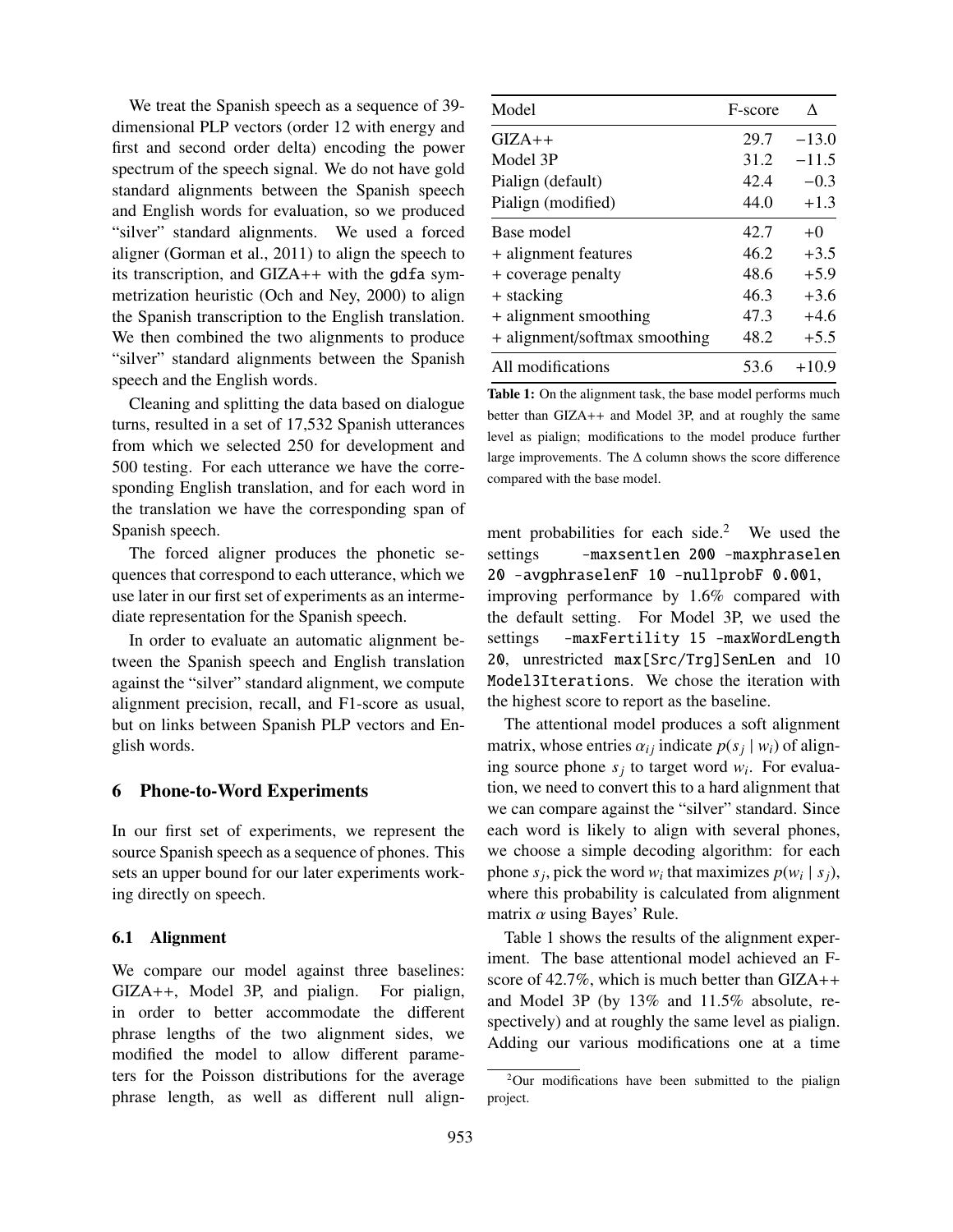We treat the Spanish speech as a sequence of 39-dimensional PLP vectors (order 12 with energy and first and second order delta) encoding the power spectrum of the speech signal. We do not have gold standard alignments between the Spanish speech and English words for evaluation, so we produced "silver" standard alignments. We used a forced aligner (Gorman et al., 2011) to align the speech to its transcription, and GIZA++ with the gdfa symmetrization heuristic (Och and Ney, 2000) to align the Spanish transcription to the English translation. We then combined the two alignments to produce "silver" standard alignments between the Spanish speech and the English words.

Cleaning and splitting the data based on dialogue turns, resulted in a set of 17,532 Spanish utterances from which we selected 250 for development and 500 testing. For each utterance we have the corresponding English translation, and for each word in the translation we have the corresponding span of Spanish speech.

The forced aligner produces the phonetic sequences that correspond to each utterance, which we use later in our first set of experiments as an intermediate representation for the Spanish speech.

In order to evaluate an automatic alignment between the Spanish speech and English translation against the "silver" standard alignment, we compute alignment precision, recall, and F1-score as usual, but on links between Spanish PLP vectors and English words.

## 6 Phone-to-Word Experiments

In our first set of experiments, we represent the source Spanish speech as a sequence of phones. This sets an upper bound for our later experiments working directly on speech.

### 6.1 Alignment

We compare our model against three baselines: GIZA++, Model 3P, and pialign. For pialign, in order to better accommodate the different phrase lengths of the two alignment sides, we modified the model to allow different parameters for the Poisson distributions for the average phrase length, as well as different null alignment probabilities for each side.[2] We used the settings `-maxsentlen 200 -maxphraselen 20 -avgphraselenF 10 -nullprobF 0.001`, improving performance by 1.6% compared with the default setting. For Model 3P, we used the settings `-maxFertility 15 -maxWordLength 20`, unrestricted `max[Src/Trg]SenLen` and 10 `Model3Iterations`. We chose the iteration with the highest score to report as the baseline.

| Model | F-score | Δ |
|---|---|---|
| GIZA++ | 29.7 | −13.0 |
| Model 3P | 31.2 | −11.5 |
| Pialign (default) | 42.4 | −0.3 |
| Pialign (modified) | 44.0 | +1.3 |
| Base model | 42.7 | +0 |
| + alignment features | 46.2 | +3.5 |
| + coverage penalty | 48.6 | +5.9 |
| + stacking | 46.3 | +3.6 |
| + alignment smoothing | 47.3 | +4.6 |
| + alignment/softmax smoothing | 48.2 | +5.5 |
| All modifications | 53.6 | +10.9 |

**Table 1:** On the alignment task, the base model performs much better than GIZA++ and Model 3P, and at roughly the same level as pialign; modifications to the model produce further large improvements. The Δ column shows the score difference compared with the base model.

The attentional model produces a soft alignment matrix, whose entries $\alpha_{ij}$ indicate $p(s_j \mid w_i)$ of aligning source phone $s_j$ to target word $w_i$. For evaluation, we need to convert this to a hard alignment that we can compare against the "silver" standard. Since each word is likely to align with several phones, we choose a simple decoding algorithm: for each phone $s_j$, pick the word $w_i$ that maximizes $p(w_i \mid s_j)$, where this probability is calculated from alignment matrix $\alpha$ using Bayes' Rule.

Table 1 shows the results of the alignment experiment. The base attentional model achieved an F-score of 42.7%, which is much better than GIZA++ and Model 3P (by 13% and 11.5% absolute, respectively) and at roughly the same level as pialign. Adding our various modifications one at a time

[2] Our modifications have been submitted to the pialign project.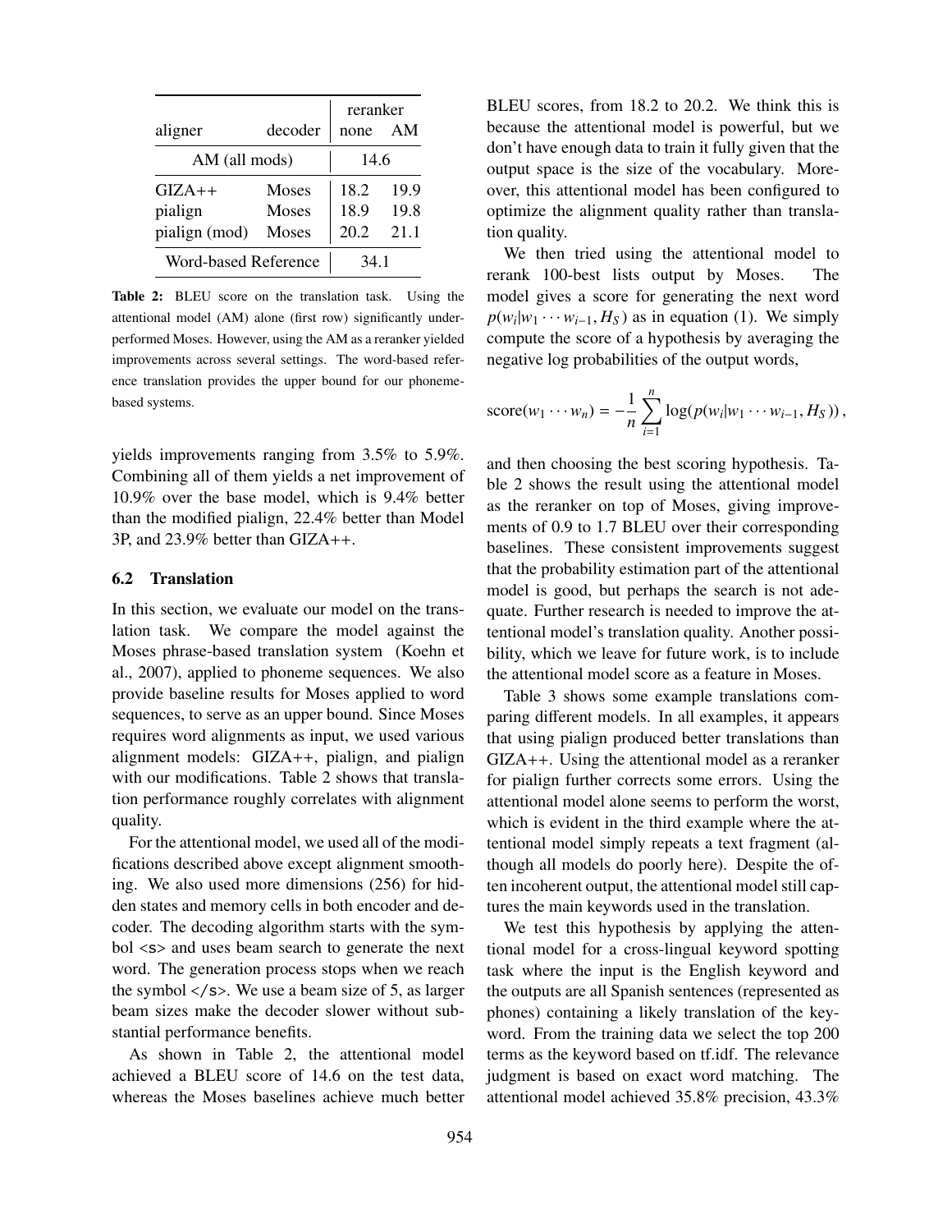| aligner | decoder | reranker none | reranker AM |
|---|---|---|---|
| AM (all mods) | | 14.6 | |
| GIZA++ | Moses | 18.2 | 19.9 |
| pialign | Moses | 18.9 | 19.8 |
| pialign (mod) | Moses | 20.2 | 21.1 |
| Word-based Reference | | 34.1 | |

**Table 2:** BLEU score on the translation task. Using the attentional model (AM) alone (first row) significantly underperformed Moses. However, using the AM as a reranker yielded improvements across several settings. The word-based reference translation provides the upper bound for our phoneme-based systems.

yields improvements ranging from 3.5% to 5.9%. Combining all of them yields a net improvement of 10.9% over the base model, which is 9.4% better than the modified pialign, 22.4% better than Model 3P, and 23.9% better than GIZA++.

### 6.2 Translation

In this section, we evaluate our model on the translation task. We compare the model against the Moses phrase-based translation system (Koehn et al., 2007), applied to phoneme sequences. We also provide baseline results for Moses applied to word sequences, to serve as an upper bound. Since Moses requires word alignments as input, we used various alignment models: GIZA++, pialign, and pialign with our modifications. Table 2 shows that translation performance roughly correlates with alignment quality.

For the attentional model, we used all of the modifications described above except alignment smoothing. We also used more dimensions (256) for hidden states and memory cells in both encoder and decoder. The decoding algorithm starts with the symbol `<s>` and uses beam search to generate the next word. The generation process stops when we reach the symbol `</s>`. We use a beam size of 5, as larger beam sizes make the decoder slower without substantial performance benefits.

As shown in Table 2, the attentional model achieved a BLEU score of 14.6 on the test data, whereas the Moses baselines achieve much better BLEU scores, from 18.2 to 20.2. We think this is because the attentional model is powerful, but we don't have enough data to train it fully given that the output space is the size of the vocabulary. Moreover, this attentional model has been configured to optimize the alignment quality rather than translation quality.

We then tried using the attentional model to rerank 100-best lists output by Moses. The model gives a score for generating the next word $p(w_i|w_1 \cdots w_{i-1}, H_S)$ as in equation (1). We simply compute the score of a hypothesis by averaging the negative log probabilities of the output words,

$$\text{score}(w_1 \cdots w_n) = -\frac{1}{n} \sum_{i=1}^{n} \log(p(w_i|w_1 \cdots w_{i-1}, H_S)),$$

and then choosing the best scoring hypothesis. Table 2 shows the result using the attentional model as the reranker on top of Moses, giving improvements of 0.9 to 1.7 BLEU over their corresponding baselines. These consistent improvements suggest that the probability estimation part of the attentional model is good, but perhaps the search is not adequate. Further research is needed to improve the attentional model's translation quality. Another possibility, which we leave for future work, is to include the attentional model score as a feature in Moses.

Table 3 shows some example translations comparing different models. In all examples, it appears that using pialign produced better translations than GIZA++. Using the attentional model as a reranker for pialign further corrects some errors. Using the attentional model alone seems to perform the worst, which is evident in the third example where the attentional model simply repeats a text fragment (although all models do poorly here). Despite the often incoherent output, the attentional model still captures the main keywords used in the translation.

We test this hypothesis by applying the attentional model for a cross-lingual keyword spotting task where the input is the English keyword and the outputs are all Spanish sentences (represented as phones) containing a likely translation of the keyword. From the training data we select the top 200 terms as the keyword based on tf.idf. The relevance judgment is based on exact word matching. The attentional model achieved 35.8% precision, 43.3%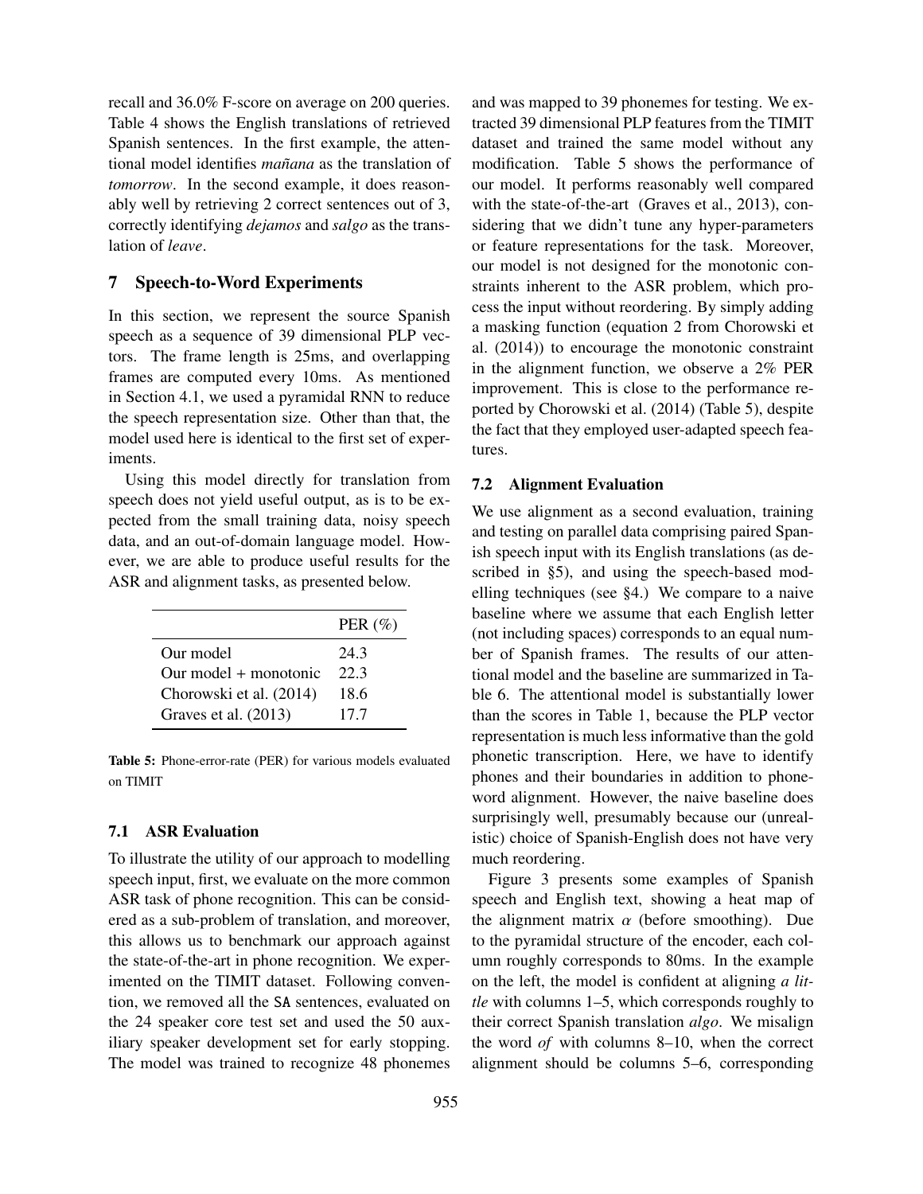recall and 36.0% F-score on average on 200 queries. Table 4 shows the English translations of retrieved Spanish sentences. In the first example, the attentional model identifies *mañana* as the translation of *tomorrow*. In the second example, it does reasonably well by retrieving 2 correct sentences out of 3, correctly identifying *dejamos* and *salgo* as the translation of *leave*.

## 7 Speech-to-Word Experiments

In this section, we represent the source Spanish speech as a sequence of 39 dimensional PLP vectors. The frame length is 25ms, and overlapping frames are computed every 10ms. As mentioned in Section 4.1, we used a pyramidal RNN to reduce the speech representation size. Other than that, the model used here is identical to the first set of experiments.

Using this model directly for translation from speech does not yield useful output, as is to be expected from the small training data, noisy speech data, and an out-of-domain language model. However, we are able to produce useful results for the ASR and alignment tasks, as presented below.

| | PER (%) |
|---|---|
| Our model | 24.3 |
| Our model + monotonic | 22.3 |
| Chorowski et al. (2014) | 18.6 |
| Graves et al. (2013) | 17.7 |

**Table 5:** Phone-error-rate (PER) for various models evaluated on TIMIT

### 7.1 ASR Evaluation

To illustrate the utility of our approach to modelling speech input, first, we evaluate on the more common ASR task of phone recognition. This can be considered as a sub-problem of translation, and moreover, this allows us to benchmark our approach against the state-of-the-art in phone recognition. We experimented on the TIMIT dataset. Following convention, we removed all the `SA` sentences, evaluated on the 24 speaker core test set and used the 50 auxiliary speaker development set for early stopping. The model was trained to recognize 48 phonemes and was mapped to 39 phonemes for testing. We extracted 39 dimensional PLP features from the TIMIT dataset and trained the same model without any modification. Table 5 shows the performance of our model. It performs reasonably well compared with the state-of-the-art (Graves et al., 2013), considering that we didn't tune any hyper-parameters or feature representations for the task. Moreover, our model is not designed for the monotonic constraints inherent to the ASR problem, which process the input without reordering. By simply adding a masking function (equation 2 from Chorowski et al. (2014)) to encourage the monotonic constraint in the alignment function, we observe a 2% PER improvement. This is close to the performance reported by Chorowski et al. (2014) (Table 5), despite the fact that they employed user-adapted speech features.

### 7.2 Alignment Evaluation

We use alignment as a second evaluation, training and testing on parallel data comprising paired Spanish speech input with its English translations (as described in §5), and using the speech-based modelling techniques (see §4.) We compare to a naive baseline where we assume that each English letter (not including spaces) corresponds to an equal number of Spanish frames. The results of our attentional model and the baseline are summarized in Table 6. The attentional model is substantially lower than the scores in Table 1, because the PLP vector representation is much less informative than the gold phonetic transcription. Here, we have to identify phones and their boundaries in addition to phone-word alignment. However, the naive baseline does surprisingly well, presumably because our (unrealistic) choice of Spanish-English does not have very much reordering.

Figure 3 presents some examples of Spanish speech and English text, showing a heat map of the alignment matrix $\alpha$ (before smoothing). Due to the pyramidal structure of the encoder, each column roughly corresponds to 80ms. In the example on the left, the model is confident at aligning *a little* with columns 1–5, which corresponds roughly to their correct Spanish translation *algo*. We misalign the word *of* with columns 8–10, when the correct alignment should be columns 5–6, corresponding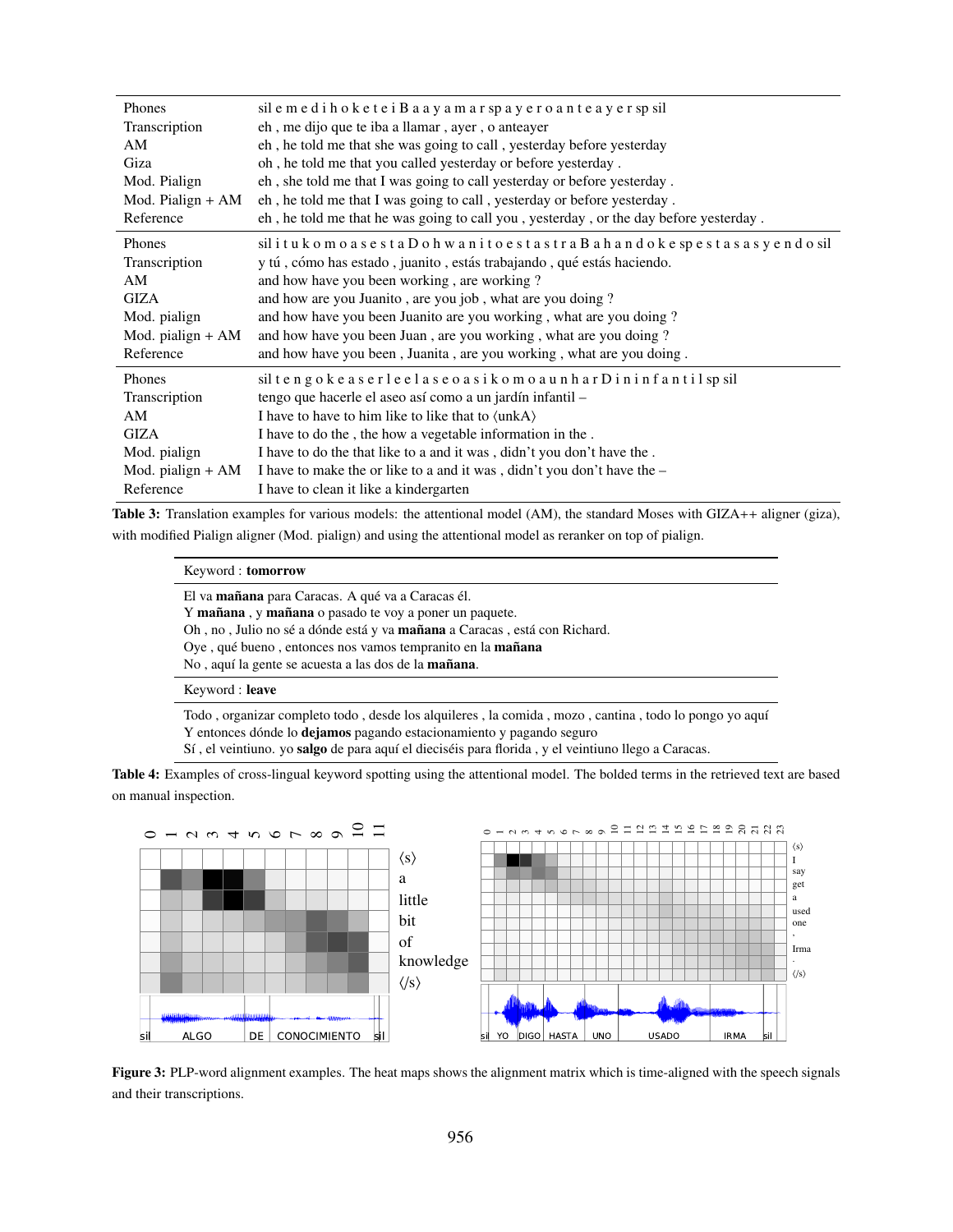| | |
|---|---|
| Phones | sil e m e d i h o k e t e i B a a y a m a r sp a y e r o a n t e a y e r sp sil |
| Transcription | eh , me dijo que te iba a llamar , ayer , o anteayer |
| AM | eh , he told me that she was going to call , yesterday before yesterday |
| Giza | oh , he told me that you called yesterday or before yesterday . |
| Mod. Pialign | eh , she told me that I was going to call yesterday or before yesterday . |
| Mod. Pialign + AM | eh , he told me that I was going to call , yesterday or before yesterday . |
| Reference | eh , he told me that he was going to call you , yesterday , or the day before yesterday . |
| Phones | sil i t u k o m o a s e s t a D o h w a n i t o e s t a s t r a B a h a n d o k e sp e s t a s a s y e n d o sil |
| Transcription | y tú , cómo has estado , juanito , estás trabajando , qué estás haciendo. |
| AM | and how have you been working , are working ? |
| GIZA | and how are you Juanito , are you job , what are you doing ? |
| Mod. pialign | and how have you been Juanito are you working , what are you doing ? |
| Mod. pialign + AM | and how have you been Juan , are you working , what are you doing ? |
| Reference | and how have you been , Juanita , are you working , what are you doing . |
| Phones | sil t e n g o k e a s e r l e e l a s e o a s i k o m o a u n h a r D i n i n f a n t i l sp sil |
| Transcription | tengo que hacerle el aseo así como a un jardín infantil – |
| AM | I have to have to him like to like that to ⟨unkA⟩ |
| GIZA | I have to do the , the how a vegetable information in the . |
| Mod. pialign | I have to do the that like to a and it was , didn't you don't have the . |
| Mod. pialign + AM | I have to make the or like to a and it was , didn't you don't have the – |
| Reference | I have to clean it like a kindergarten |

**Table 3:** Translation examples for various models: the attentional model (AM), the standard Moses with GIZA++ aligner (giza), with modified Pialign aligner (Mod. pialign) and using the attentional model as reranker on top of pialign.

| Keyword : **tomorrow** |
|---|
| El va **mañana** para Caracas. A qué va a Caracas él.<br>Y **mañana** , y **mañana** o pasado te voy a poner un paquete.<br>Oh , no , Julio no sé a dónde está y va **mañana** a Caracas , está con Richard.<br>Oye , qué bueno , entonces nos vamos tempranito en la **mañana**<br>No , aquí la gente se acuesta a las dos de la **mañana**. |
| Keyword : **leave** |
| Todo , organizar completo todo , desde los alquileres , la comida , mozo , cantina , todo lo pongo yo aquí<br>Y entonces dónde lo **dejamos** pagando estacionamiento y pagando seguro<br>Sí , el veintiuno. yo **salgo** de para aquí el dieciséis para florida , y el veintiuno llego a Caracas. |

**Table 4:** Examples of cross-lingual keyword spotting using the attentional model. The bolded terms in the retrieved text are based on manual inspection.

**Figure 3:** PLP-word alignment examples. The heat maps shows the alignment matrix which is time-aligned with the speech signals and their transcriptions.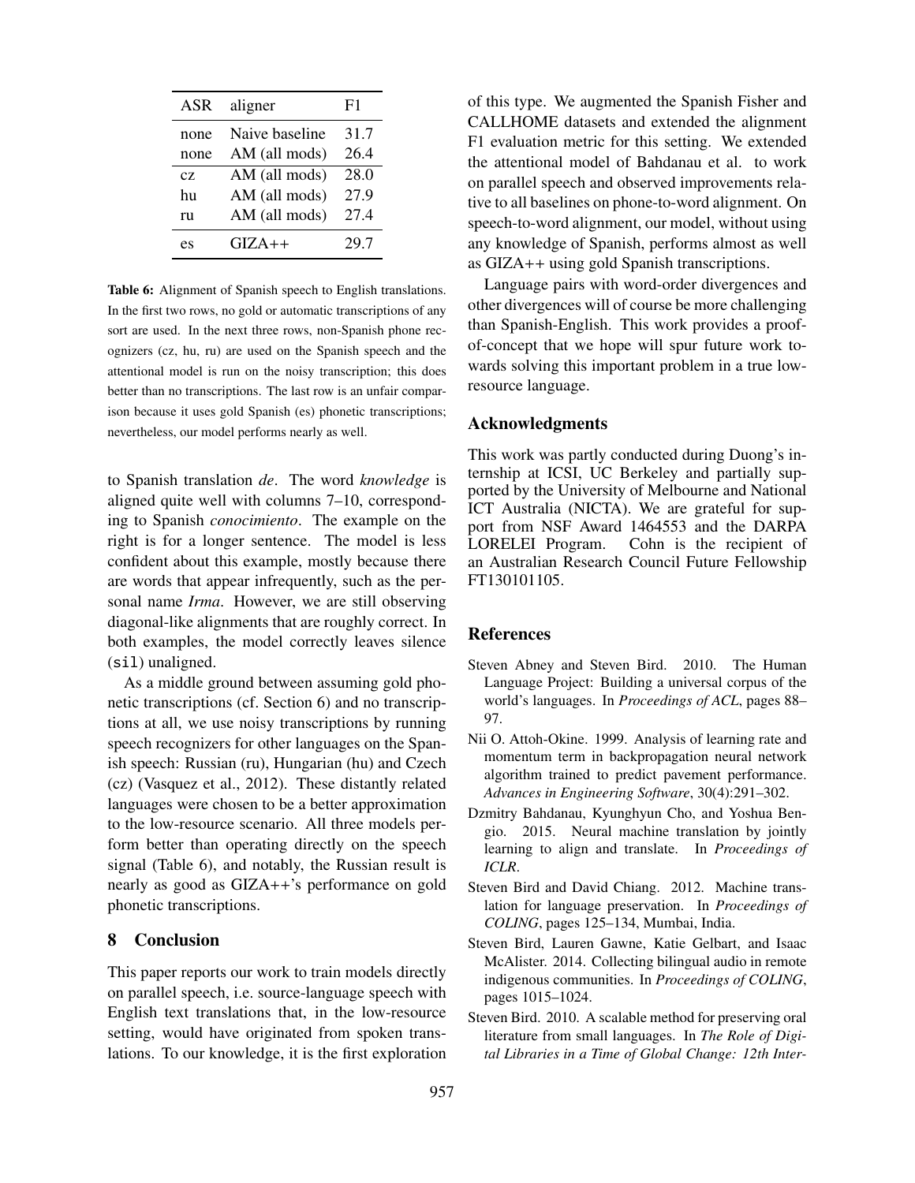| ASR | aligner | F1 |
|---|---|---|
| none | Naive baseline | 31.7 |
| none | AM (all mods) | 26.4 |
| cz | AM (all mods) | 28.0 |
| hu | AM (all mods) | 27.9 |
| ru | AM (all mods) | 27.4 |
| es | GIZA++ | 29.7 |

**Table 6:** Alignment of Spanish speech to English translations. In the first two rows, no gold or automatic transcriptions of any sort are used. In the next three rows, non-Spanish phone recognizers (cz, hu, ru) are used on the Spanish speech and the attentional model is run on the noisy transcription; this does better than no transcriptions. The last row is an unfair comparison because it uses gold Spanish (es) phonetic transcriptions; nevertheless, our model performs nearly as well.

to Spanish translation *de*. The word *knowledge* is aligned quite well with columns 7–10, corresponding to Spanish *conocimiento*. The example on the right is for a longer sentence. The model is less confident about this example, mostly because there are words that appear infrequently, such as the personal name *Irma*. However, we are still observing diagonal-like alignments that are roughly correct. In both examples, the model correctly leaves silence (`sil`) unaligned.

As a middle ground between assuming gold phonetic transcriptions (cf. Section 6) and no transcriptions at all, we use noisy transcriptions by running speech recognizers for other languages on the Spanish speech: Russian (ru), Hungarian (hu) and Czech (cz) (Vasquez et al., 2012). These distantly related languages were chosen to be a better approximation to the low-resource scenario. All three models perform better than operating directly on the speech signal (Table 6), and notably, the Russian result is nearly as good as GIZA++'s performance on gold phonetic transcriptions.

## 8 Conclusion

This paper reports our work to train models directly on parallel speech, i.e. source-language speech with English text translations that, in the low-resource setting, would have originated from spoken translations. To our knowledge, it is the first exploration of this type. We augmented the Spanish Fisher and CALLHOME datasets and extended the alignment F1 evaluation metric for this setting. We extended the attentional model of Bahdanau et al. to work on parallel speech and observed improvements relative to all baselines on phone-to-word alignment. On speech-to-word alignment, our model, without using any knowledge of Spanish, performs almost as well as GIZA++ using gold Spanish transcriptions.

Language pairs with word-order divergences and other divergences will of course be more challenging than Spanish-English. This work provides a proof-of-concept that we hope will spur future work towards solving this important problem in a true low-resource language.

## Acknowledgments

This work was partly conducted during Duong's internship at ICSI, UC Berkeley and partially supported by the University of Melbourne and National ICT Australia (NICTA). We are grateful for support from NSF Award 1464553 and the DARPA LORELEI Program. Cohn is the recipient of an Australian Research Council Future Fellowship FT130101105.

## References

Steven Abney and Steven Bird. 2010. The Human Language Project: Building a universal corpus of the world's languages. In *Proceedings of ACL*, pages 88–97.

Nii O. Attoh-Okine. 1999. Analysis of learning rate and momentum term in backpropagation neural network algorithm trained to predict pavement performance. *Advances in Engineering Software*, 30(4):291–302.

Dzmitry Bahdanau, Kyunghyun Cho, and Yoshua Bengio. 2015. Neural machine translation by jointly learning to align and translate. In *Proceedings of ICLR*.

Steven Bird and David Chiang. 2012. Machine translation for language preservation. In *Proceedings of COLING*, pages 125–134, Mumbai, India.

Steven Bird, Lauren Gawne, Katie Gelbart, and Isaac McAlister. 2014. Collecting bilingual audio in remote indigenous communities. In *Proceedings of COLING*, pages 1015–1024.

Steven Bird. 2010. A scalable method for preserving oral literature from small languages. In *The Role of Digital Libraries in a Time of Global Change: 12th Inter-*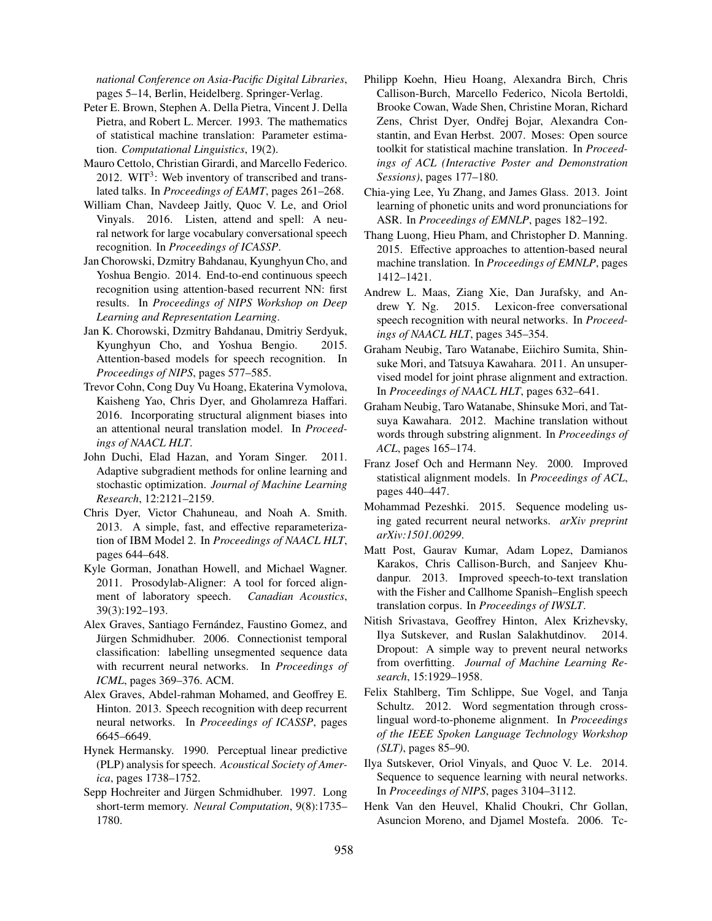*national Conference on Asia-Pacific Digital Libraries*, pages 5–14, Berlin, Heidelberg. Springer-Verlag.

Peter E. Brown, Stephen A. Della Pietra, Vincent J. Della Pietra, and Robert L. Mercer. 1993. The mathematics of statistical machine translation: Parameter estimation. *Computational Linguistics*, 19(2).

Mauro Cettolo, Christian Girardi, and Marcello Federico. 2012. WIT$^3$: Web inventory of transcribed and translated talks. In *Proceedings of EAMT*, pages 261–268.

William Chan, Navdeep Jaitly, Quoc V. Le, and Oriol Vinyals. 2016. Listen, attend and spell: A neural network for large vocabulary conversational speech recognition. In *Proceedings of ICASSP*.

Jan Chorowski, Dzmitry Bahdanau, Kyunghyun Cho, and Yoshua Bengio. 2014. End-to-end continuous speech recognition using attention-based recurrent NN: first results. In *Proceedings of NIPS Workshop on Deep Learning and Representation Learning*.

Jan K. Chorowski, Dzmitry Bahdanau, Dmitriy Serdyuk, Kyunghyun Cho, and Yoshua Bengio. 2015. Attention-based models for speech recognition. In *Proceedings of NIPS*, pages 577–585.

Trevor Cohn, Cong Duy Vu Hoang, Ekaterina Vymolova, Kaisheng Yao, Chris Dyer, and Gholamreza Haffari. 2016. Incorporating structural alignment biases into an attentional neural translation model. In *Proceedings of NAACL HLT*.

John Duchi, Elad Hazan, and Yoram Singer. 2011. Adaptive subgradient methods for online learning and stochastic optimization. *Journal of Machine Learning Research*, 12:2121–2159.

Chris Dyer, Victor Chahuneau, and Noah A. Smith. 2013. A simple, fast, and effective reparameterization of IBM Model 2. In *Proceedings of NAACL HLT*, pages 644–648.

Kyle Gorman, Jonathan Howell, and Michael Wagner. 2011. Prosodylab-Aligner: A tool for forced alignment of laboratory speech. *Canadian Acoustics*, 39(3):192–193.

Alex Graves, Santiago Fernández, Faustino Gomez, and Jürgen Schmidhuber. 2006. Connectionist temporal classification: labelling unsegmented sequence data with recurrent neural networks. In *Proceedings of ICML*, pages 369–376. ACM.

Alex Graves, Abdel-rahman Mohamed, and Geoffrey E. Hinton. 2013. Speech recognition with deep recurrent neural networks. In *Proceedings of ICASSP*, pages 6645–6649.

Hynek Hermansky. 1990. Perceptual linear predictive (PLP) analysis for speech. *Acoustical Society of America*, pages 1738–1752.

Sepp Hochreiter and Jürgen Schmidhuber. 1997. Long short-term memory. *Neural Computation*, 9(8):1735–1780.

Philipp Koehn, Hieu Hoang, Alexandra Birch, Chris Callison-Burch, Marcello Federico, Nicola Bertoldi, Brooke Cowan, Wade Shen, Christine Moran, Richard Zens, Christ Dyer, Ondřej Bojar, Alexandra Constantin, and Evan Herbst. 2007. Moses: Open source toolkit for statistical machine translation. In *Proceedings of ACL (Interactive Poster and Demonstration Sessions)*, pages 177–180.

Chia-ying Lee, Yu Zhang, and James Glass. 2013. Joint learning of phonetic units and word pronunciations for ASR. In *Proceedings of EMNLP*, pages 182–192.

Thang Luong, Hieu Pham, and Christopher D. Manning. 2015. Effective approaches to attention-based neural machine translation. In *Proceedings of EMNLP*, pages 1412–1421.

Andrew L. Maas, Ziang Xie, Dan Jurafsky, and Andrew Y. Ng. 2015. Lexicon-free conversational speech recognition with neural networks. In *Proceedings of NAACL HLT*, pages 345–354.

Graham Neubig, Taro Watanabe, Eiichiro Sumita, Shinsuke Mori, and Tatsuya Kawahara. 2011. An unsupervised model for joint phrase alignment and extraction. In *Proceedings of NAACL HLT*, pages 632–641.

Graham Neubig, Taro Watanabe, Shinsuke Mori, and Tatsuya Kawahara. 2012. Machine translation without words through substring alignment. In *Proceedings of ACL*, pages 165–174.

Franz Josef Och and Hermann Ney. 2000. Improved statistical alignment models. In *Proceedings of ACL*, pages 440–447.

Mohammad Pezeshki. 2015. Sequence modeling using gated recurrent neural networks. *arXiv preprint arXiv:1501.00299*.

Matt Post, Gaurav Kumar, Adam Lopez, Damianos Karakos, Chris Callison-Burch, and Sanjeev Khudanpur. 2013. Improved speech-to-text translation with the Fisher and Callhome Spanish–English speech translation corpus. In *Proceedings of IWSLT*.

Nitish Srivastava, Geoffrey Hinton, Alex Krizhevsky, Ilya Sutskever, and Ruslan Salakhutdinov. 2014. Dropout: A simple way to prevent neural networks from overfitting. *Journal of Machine Learning Research*, 15:1929–1958.

Felix Stahlberg, Tim Schlippe, Sue Vogel, and Tanja Schultz. 2012. Word segmentation through cross-lingual word-to-phoneme alignment. In *Proceedings of the IEEE Spoken Language Technology Workshop (SLT)*, pages 85–90.

Ilya Sutskever, Oriol Vinyals, and Quoc V. Le. 2014. Sequence to sequence learning with neural networks. In *Proceedings of NIPS*, pages 3104–3112.

Henk Van den Heuvel, Khalid Choukri, Chr Gollan, Asuncion Moreno, and Djamel Mostefa. 2006. Tc-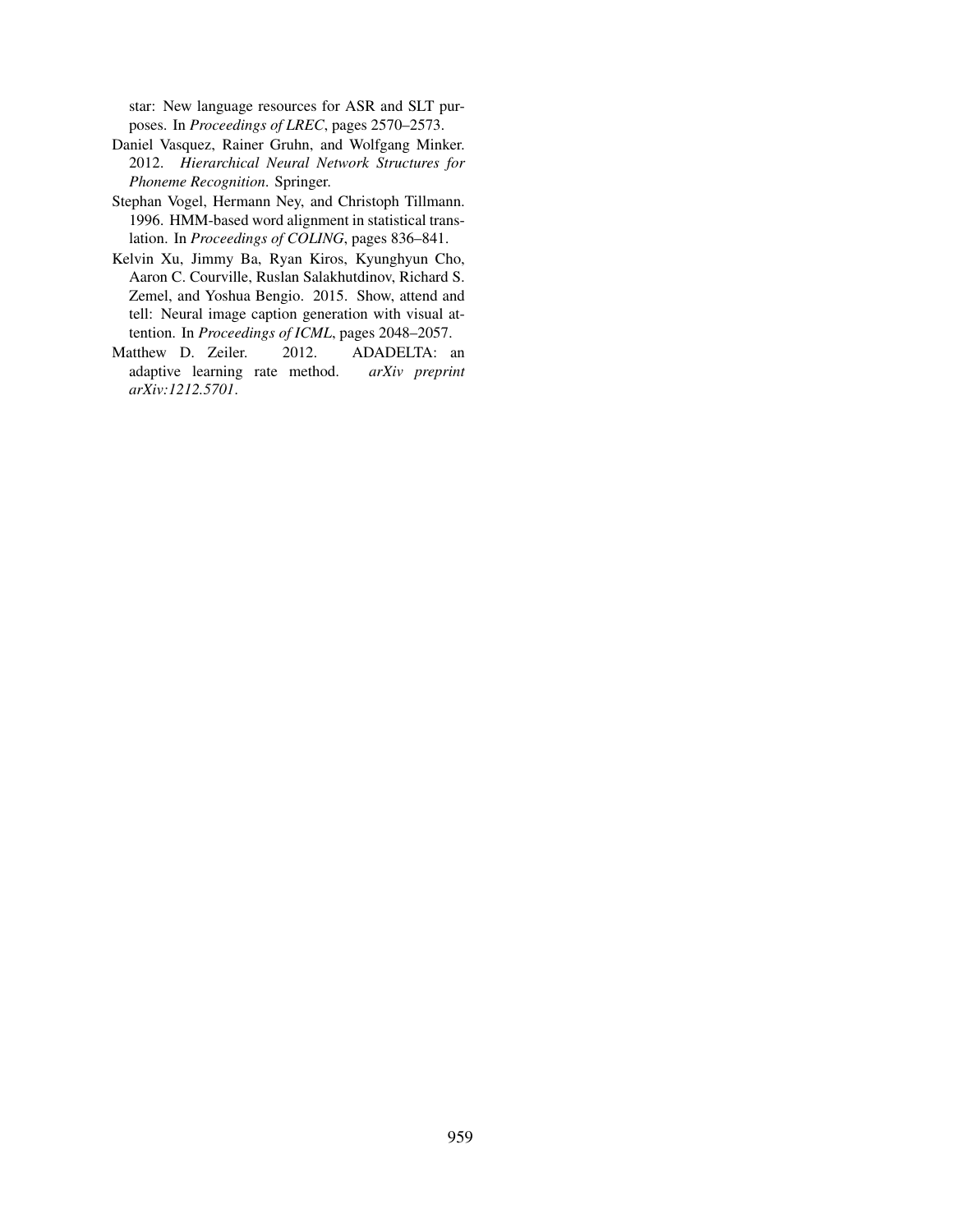star: New language resources for ASR and SLT purposes. In *Proceedings of LREC*, pages 2570–2573.

Daniel Vasquez, Rainer Gruhn, and Wolfgang Minker. 2012. *Hierarchical Neural Network Structures for Phoneme Recognition*. Springer.

Stephan Vogel, Hermann Ney, and Christoph Tillmann. 1996. HMM-based word alignment in statistical translation. In *Proceedings of COLING*, pages 836–841.

Kelvin Xu, Jimmy Ba, Ryan Kiros, Kyunghyun Cho, Aaron C. Courville, Ruslan Salakhutdinov, Richard S. Zemel, and Yoshua Bengio. 2015. Show, attend and tell: Neural image caption generation with visual attention. In *Proceedings of ICML*, pages 2048–2057.

Matthew D. Zeiler. 2012. ADADELTA: an adaptive learning rate method. *arXiv preprint arXiv:1212.5701*.